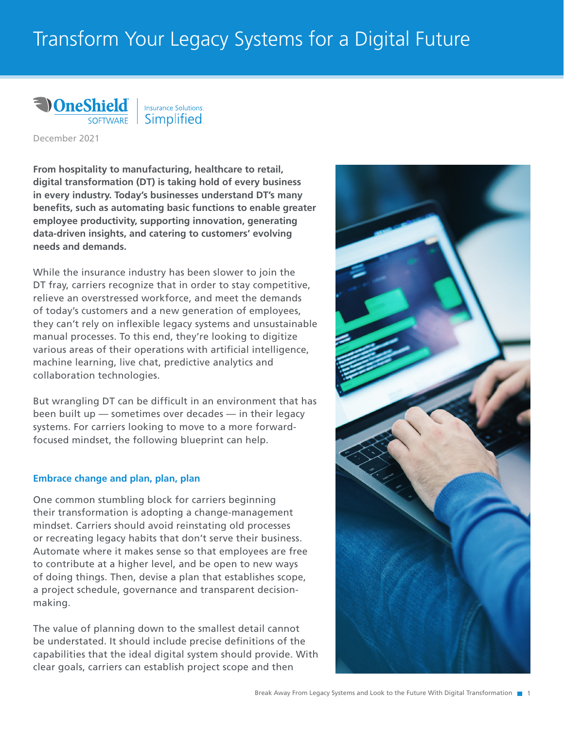# Transform Your Legacy Systems for a Digital Future

OneShield SOFTWARE | Insurance Solutions. Simplified.

December 2021

**From hospitality to manufacturing, healthcare to retail, digital transformation (DT) is taking hold of every business in every industry. Today's businesses understand DT's many benefits, such as automating basic functions to enable greater employee productivity, supporting innovation, generating data-driven insights, and catering to customers' evolving needs and demands.**

While the insurance industry has been slower to join the DT fray, carriers recognize that in order to stay competitive, relieve an overstressed workforce, and meet the demands of today's customers and a new generation of employees, they can't rely on inflexible legacy systems and unsustainable manual processes. To this end, they're looking to digitize various areas of their operations with artificial intelligence, machine learning, live chat, predictive analytics and collaboration technologies.

But wrangling DT can be difficult in an environment that has been built up — sometimes over decades — in their legacy systems. For carriers looking to move to a more forward-focused mindset, the following blueprint can help.

## Embrace change and plan, plan, plan

One common stumbling block for carriers beginning their transformation is adopting a change-management mindset. Carriers should avoid reinstating old processes or recreating legacy habits that don't serve their business. Automate where it makes sense so that employees are free to contribute at a higher level, and be open to new ways of doing things. Then, devise a plan that establishes scope, a project schedule, governance and transparent decision-making.

The value of planning down to the smallest detail cannot be understated. It should include precise definitions of the capabilities that the ideal digital system should provide. With clear goals, carriers can establish project scope and then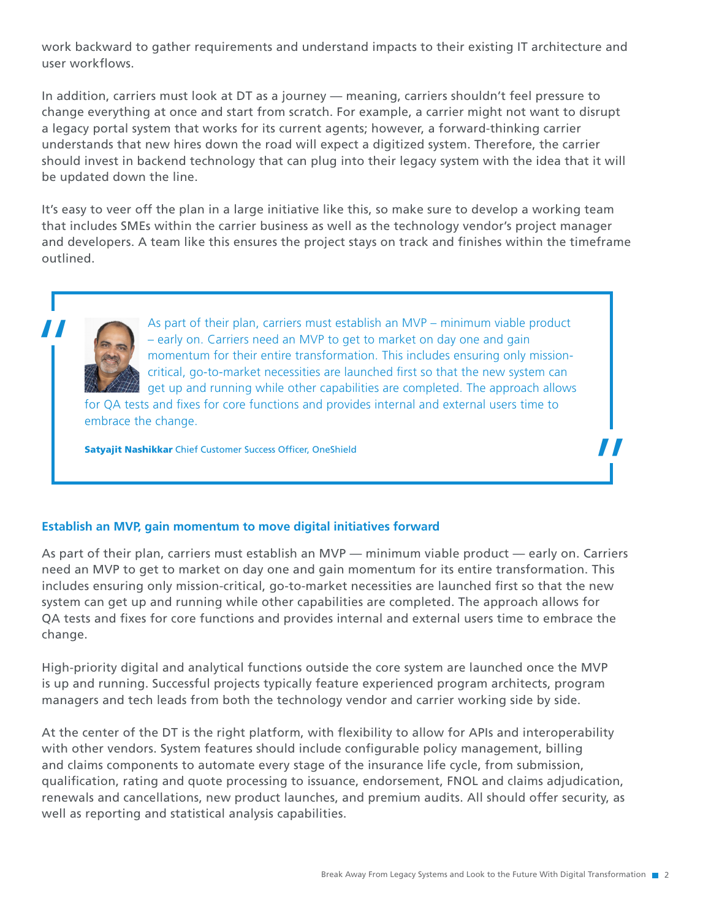work backward to gather requirements and understand impacts to their existing IT architecture and user workflows.

In addition, carriers must look at DT as a journey — meaning, carriers shouldn't feel pressure to change everything at once and start from scratch. For example, a carrier might not want to disrupt a legacy portal system that works for its current agents; however, a forward-thinking carrier understands that new hires down the road will expect a digitized system. Therefore, the carrier should invest in backend technology that can plug into their legacy system with the idea that it will be updated down the line.

It's easy to veer off the plan in a large initiative like this, so make sure to develop a working team that includes SMEs within the carrier business as well as the technology vendor's project manager and developers. A team like this ensures the project stays on track and finishes within the timeframe outlined.

> "As part of their plan, carriers must establish an MVP – minimum viable product – early on. Carriers need an MVP to get to market on day one and gain momentum for their entire transformation. This includes ensuring only mission-critical, go-to-market necessities are launched first so that the new system can get up and running while other capabilities are completed. The approach allows for QA tests and fixes for core functions and provides internal and external users time to embrace the change."
>
> **Satyajit Nashikkar** Chief Customer Success Officer, OneShield

### Establish an MVP, gain momentum to move digital initiatives forward

As part of their plan, carriers must establish an MVP — minimum viable product — early on. Carriers need an MVP to get to market on day one and gain momentum for its entire transformation. This includes ensuring only mission-critical, go-to-market necessities are launched first so that the new system can get up and running while other capabilities are completed. The approach allows for QA tests and fixes for core functions and provides internal and external users time to embrace the change.

High-priority digital and analytical functions outside the core system are launched once the MVP is up and running. Successful projects typically feature experienced program architects, program managers and tech leads from both the technology vendor and carrier working side by side.

At the center of the DT is the right platform, with flexibility to allow for APIs and interoperability with other vendors. System features should include configurable policy management, billing and claims components to automate every stage of the insurance life cycle, from submission, qualification, rating and quote processing to issuance, endorsement, FNOL and claims adjudication, renewals and cancellations, new product launches, and premium audits. All should offer security, as well as reporting and statistical analysis capabilities.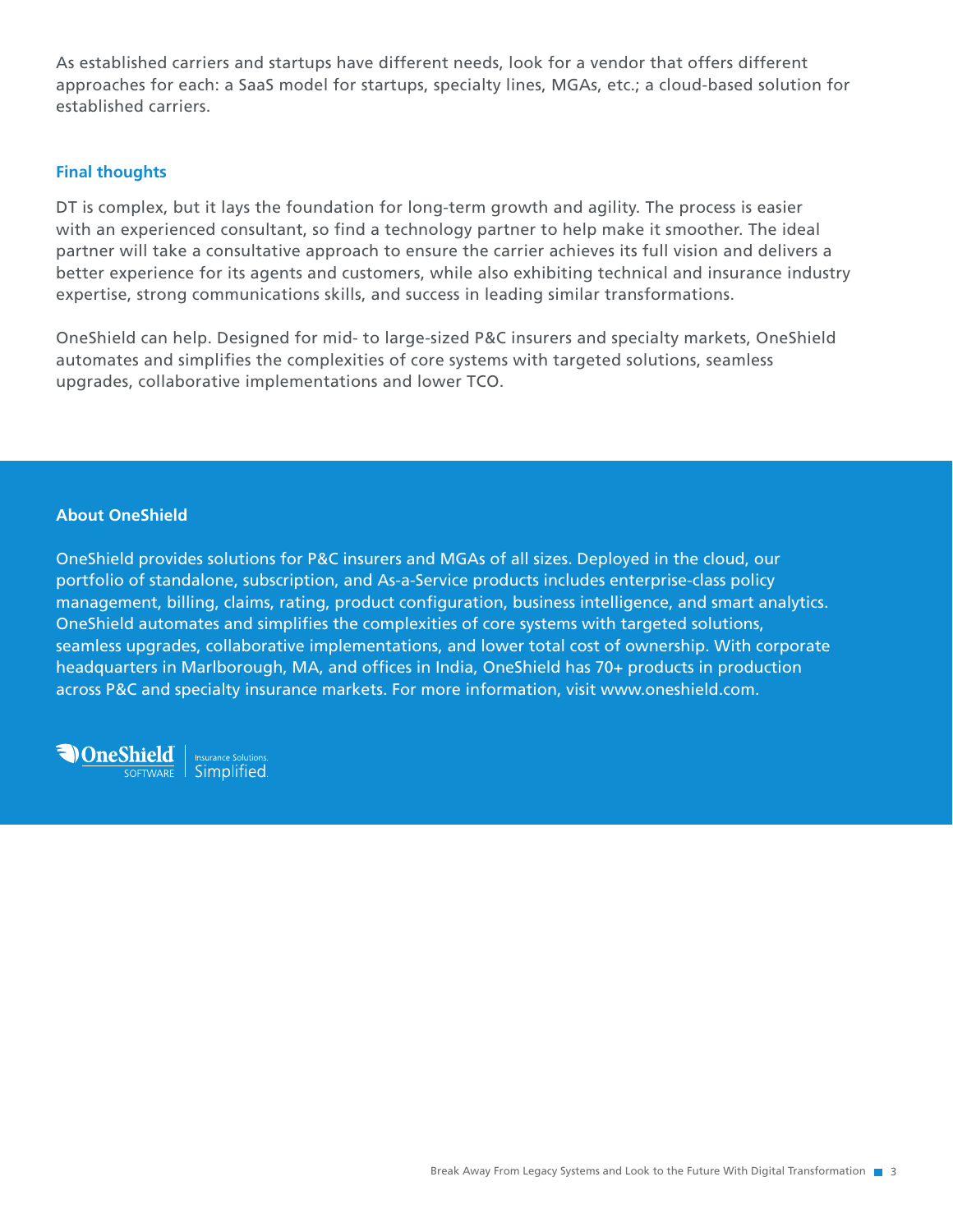As established carriers and startups have different needs, look for a vendor that offers different approaches for each: a SaaS model for startups, specialty lines, MGAs, etc.; a cloud-based solution for established carriers.

## Final thoughts

DT is complex, but it lays the foundation for long-term growth and agility. The process is easier with an experienced consultant, so find a technology partner to help make it smoother. The ideal partner will take a consultative approach to ensure the carrier achieves its full vision and delivers a better experience for its agents and customers, while also exhibiting technical and insurance industry expertise, strong communications skills, and success in leading similar transformations.

OneShield can help. Designed for mid- to large-sized P&C insurers and specialty markets, OneShield automates and simplifies the complexities of core systems with targeted solutions, seamless upgrades, collaborative implementations and lower TCO.

## About OneShield

OneShield provides solutions for P&C insurers and MGAs of all sizes. Deployed in the cloud, our portfolio of standalone, subscription, and As-a-Service products includes enterprise-class policy management, billing, claims, rating, product configuration, business intelligence, and smart analytics. OneShield automates and simplifies the complexities of core systems with targeted solutions, seamless upgrades, collaborative implementations, and lower total cost of ownership. With corporate headquarters in Marlborough, MA, and offices in India, OneShield has 70+ products in production across P&C and specialty insurance markets. For more information, visit www.oneshield.com.

OneShield SOFTWARE | Insurance Solutions. Simplified.